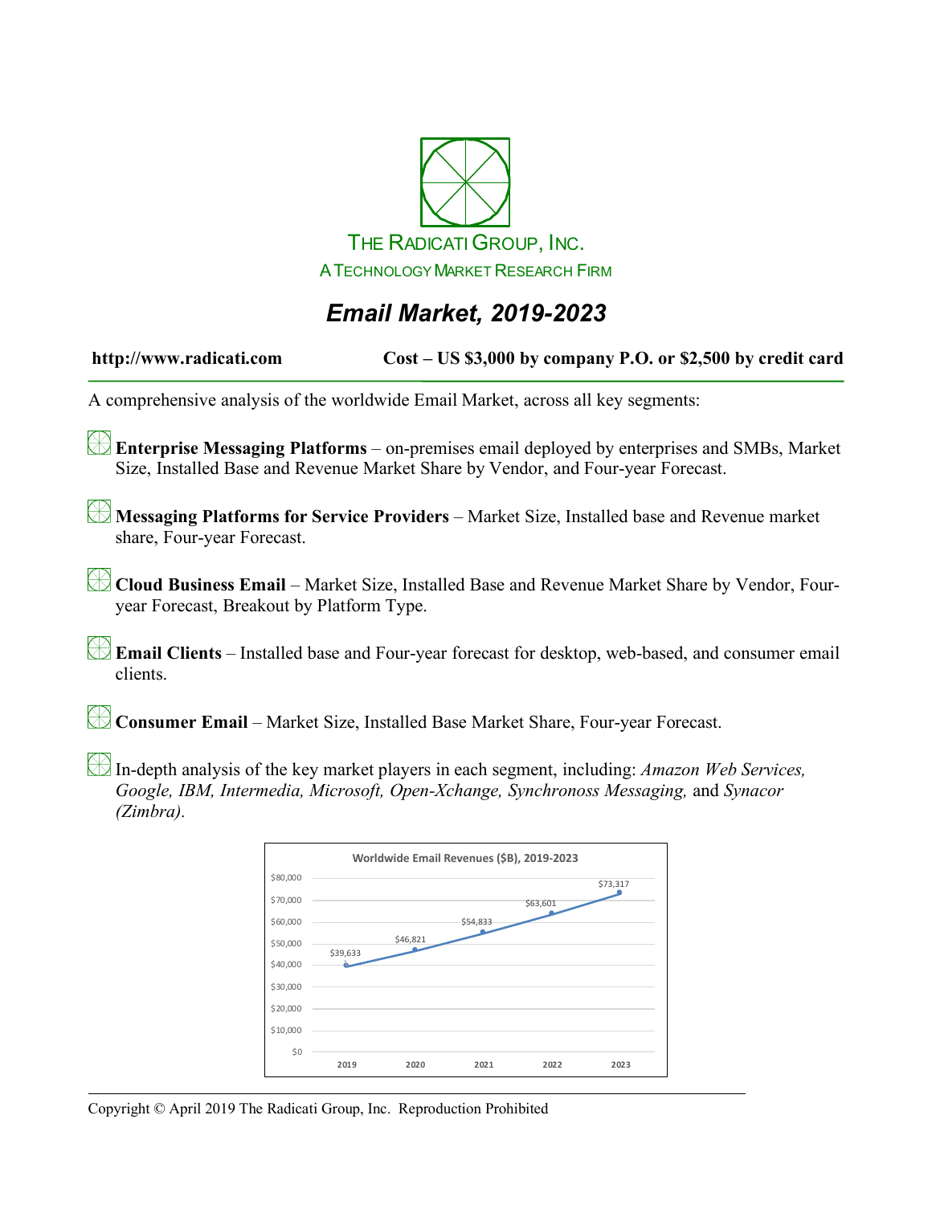THE RADICATI GROUP, INC.

A TECHNOLOGY MARKET RESEARCH FIRM

# *Email Market, 2019-2023*

**http://www.radicati.com** **Cost – US $3,000 by company P.O. or $2,500 by credit card**

A comprehensive analysis of the worldwide Email Market, across all key segments:

- **Enterprise Messaging Platforms** – on-premises email deployed by enterprises and SMBs, Market Size, Installed Base and Revenue Market Share by Vendor, and Four-year Forecast.
- **Messaging Platforms for Service Providers** – Market Size, Installed base and Revenue market share, Four-year Forecast.
- **Cloud Business Email** – Market Size, Installed Base and Revenue Market Share by Vendor, Four-year Forecast, Breakout by Platform Type.
- **Email Clients** – Installed base and Four-year forecast for desktop, web-based, and consumer email clients.
- **Consumer Email** – Market Size, Installed Base Market Share, Four-year Forecast.
- In-depth analysis of the key market players in each segment, including: *Amazon Web Services, Google, IBM, Intermedia, Microsoft, Open-Xchange, Synchronoss Messaging,* and *Synacor (Zimbra)*.

**Worldwide Email Revenues ($B), 2019-2023**

| Year | Revenues |
| --- | --- |
| 2019 | $39,633 |
| 2020 | $46,821 |
| 2021 | $54,833 |
| 2022 | $63,601 |
| 2023 | $73,317 |

Copyright © April 2019 The Radicati Group, Inc. Reproduction Prohibited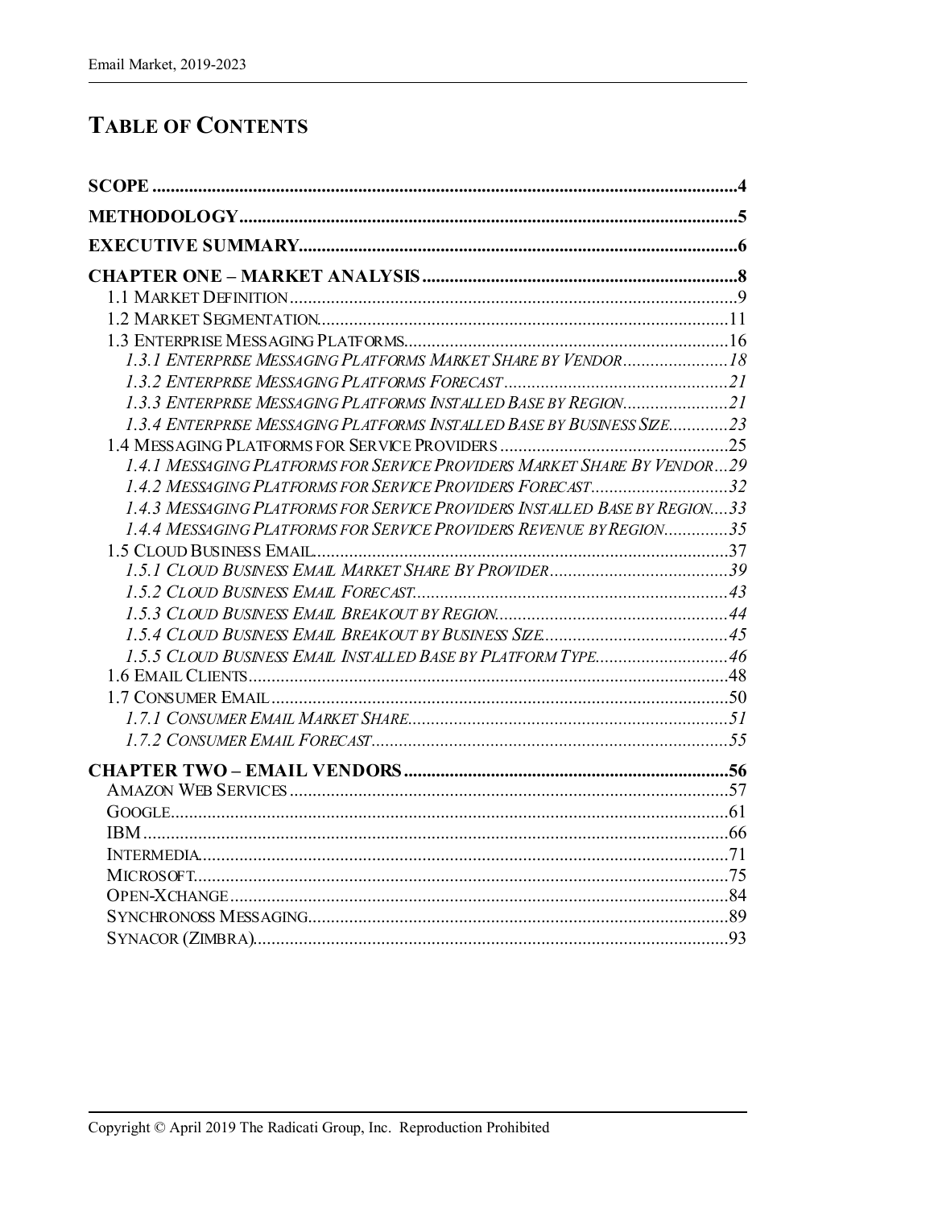# Table of Contents

**SCOPE** .......... **4**

**METHODOLOGY** .......... **5**

**EXECUTIVE SUMMARY** .......... **6**

**CHAPTER ONE – MARKET ANALYSIS** .......... **8**

- 1.1 Market Definition .......... 9
- 1.2 Market Segmentation .......... 11
- 1.3 Enterprise Messaging Platforms .......... 16
  - *1.3.1 Enterprise Messaging Platforms Market Share by Vendor .......... 18*
  - *1.3.2 Enterprise Messaging Platforms Forecast .......... 21*
  - *1.3.3 Enterprise Messaging Platforms Installed Base by Region .......... 21*
  - *1.3.4 Enterprise Messaging Platforms Installed Base by Business Size .......... 23*
- 1.4 Messaging Platforms for Service Providers .......... 25
  - *1.4.1 Messaging Platforms for Service Providers Market Share By Vendor .......... 29*
  - *1.4.2 Messaging Platforms for Service Providers Forecast .......... 32*
  - *1.4.3 Messaging Platforms for Service Providers Installed Base by Region .......... 33*
  - *1.4.4 Messaging Platforms for Service Providers Revenue by Region .......... 35*
- 1.5 Cloud Business Email .......... 37
  - *1.5.1 Cloud Business Email Market Share By Provider .......... 39*
  - *1.5.2 Cloud Business Email Forecast .......... 43*
  - *1.5.3 Cloud Business Email Breakout by Region .......... 44*
  - *1.5.4 Cloud Business Email Breakout by Business Size .......... 45*
  - *1.5.5 Cloud Business Email Installed Base by Platform Type .......... 46*
- 1.6 Email Clients .......... 48
- 1.7 Consumer Email .......... 50
  - *1.7.1 Consumer Email Market Share .......... 51*
  - *1.7.2 Consumer Email Forecast .......... 55*

**CHAPTER TWO – EMAIL VENDORS** .......... **56**

- Amazon Web Services .......... 57
- Google .......... 61
- IBM .......... 66
- Intermedia .......... 71
- Microsoft .......... 75
- Open-Xchange .......... 84
- Synchronoss Messaging .......... 89
- Synacor (Zimbra) .......... 93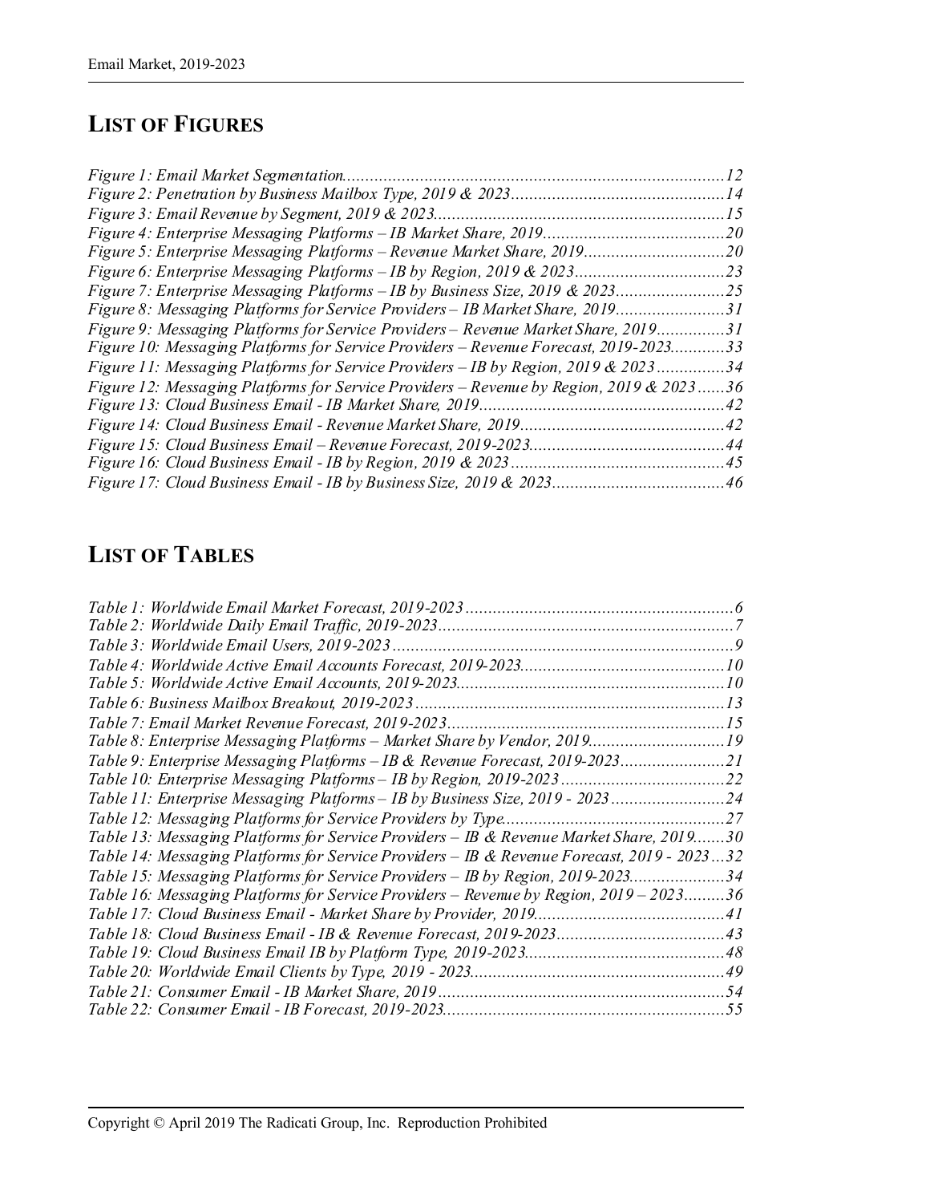## LIST OF FIGURES

*Figure 1: Email Market Segmentation....................................................................................12*
*Figure 2: Penetration by Business Mailbox Type, 2019 & 2023...............................................14*
*Figure 3: Email Revenue by Segment, 2019 & 2023................................................................15*
*Figure 4: Enterprise Messaging Platforms – IB Market Share, 2019........................................20*
*Figure 5: Enterprise Messaging Platforms – Revenue Market Share, 2019...............................20*
*Figure 6: Enterprise Messaging Platforms – IB by Region, 2019 & 2023.................................23*
*Figure 7: Enterprise Messaging Platforms – IB by Business Size, 2019 & 2023........................25*
*Figure 8: Messaging Platforms for Service Providers – IB Market Share, 2019........................31*
*Figure 9: Messaging Platforms for Service Providers – Revenue Market Share, 2019...............31*
*Figure 10: Messaging Platforms for Service Providers – Revenue Forecast, 2019-2023............33*
*Figure 11: Messaging Platforms for Service Providers – IB by Region, 2019 & 2023...............34*
*Figure 12: Messaging Platforms for Service Providers – Revenue by Region, 2019 & 2023......36*
*Figure 13: Cloud Business Email - IB Market Share, 2019......................................................42*
*Figure 14: Cloud Business Email - Revenue Market Share, 2019.............................................42*
*Figure 15: Cloud Business Email – Revenue Forecast, 2019-2023...........................................44*
*Figure 16: Cloud Business Email - IB by Region, 2019 & 2023...............................................45*
*Figure 17: Cloud Business Email - IB by Business Size, 2019 & 2023......................................46*

## LIST OF TABLES

*Table 1: Worldwide Email Market Forecast, 2019-2023...........................................................6*
*Table 2: Worldwide Daily Email Traffic, 2019-2023.................................................................7*
*Table 3: Worldwide Email Users, 2019-2023...........................................................................9*
*Table 4: Worldwide Active Email Accounts Forecast, 2019-2023............................................10*
*Table 5: Worldwide Active Email Accounts, 2019-2023..........................................................10*
*Table 6: Business Mailbox Breakout, 2019-2023....................................................................13*
*Table 7: Email Market Revenue Forecast, 2019-2023.............................................................15*
*Table 8: Enterprise Messaging Platforms – Market Share by Vendor, 2019.............................19*
*Table 9: Enterprise Messaging Platforms – IB & Revenue Forecast, 2019-2023.......................21*
*Table 10: Enterprise Messaging Platforms – IB by Region, 2019-2023....................................22*
*Table 11: Enterprise Messaging Platforms – IB by Business Size, 2019 - 2023.........................24*
*Table 12: Messaging Platforms for Service Providers by Type.................................................27*
*Table 13: Messaging Platforms for Service Providers – IB & Revenue Market Share, 2019.......30*
*Table 14: Messaging Platforms for Service Providers – IB & Revenue Forecast, 2019 - 2023...32*
*Table 15: Messaging Platforms for Service Providers – IB by Region, 2019-2023.....................34*
*Table 16: Messaging Platforms for Service Providers – Revenue by Region, 2019 – 2023.........36*
*Table 17: Cloud Business Email - Market Share by Provider, 2019..........................................41*
*Table 18: Cloud Business Email - IB & Revenue Forecast, 2019-2023.....................................43*
*Table 19: Cloud Business Email IB by Platform Type, 2019-2023............................................48*
*Table 20: Worldwide Email Clients by Type, 2019 - 2023........................................................49*
*Table 21: Consumer Email - IB Market Share, 2019...............................................................54*
*Table 22: Consumer Email - IB Forecast, 2019-2023..............................................................55*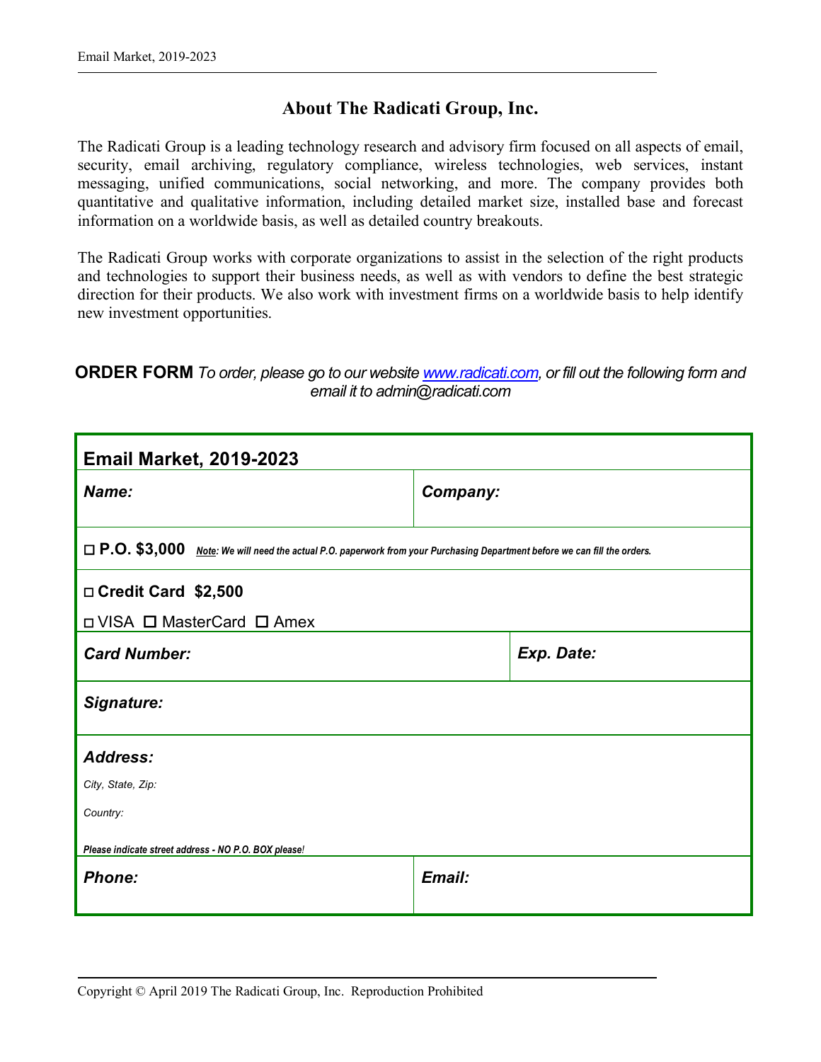## About The Radicati Group, Inc.

The Radicati Group is a leading technology research and advisory firm focused on all aspects of email, security, email archiving, regulatory compliance, wireless technologies, web services, instant messaging, unified communications, social networking, and more. The company provides both quantitative and qualitative information, including detailed market size, installed base and forecast information on a worldwide basis, as well as detailed country breakouts.

The Radicati Group works with corporate organizations to assist in the selection of the right products and technologies to support their business needs, as well as with vendors to define the best strategic direction for their products. We also work with investment firms on a worldwide basis to help identify new investment opportunities.

**ORDER FORM** *To order, please go to our website [www.radicati.com](http://www.radicati.com), or fill out the following form and email it to admin@radicati.com*

| **Email Market, 2019-2023** | |
|---|---|
| ***Name:*** | ***Company:*** |
| ☐ **P.O. $3,000** ***Note: We will need the actual P.O. paperwork from your Purchasing Department before we can fill the orders.*** | |
| ☐ **Credit Card $2,500** ☐ VISA ☐ MasterCard ☐ Amex | |
| ***Card Number:*** | ***Exp. Date:*** |
| ***Signature:*** | |
| ***Address:*** *City, State, Zip:* *Country:* ***Please indicate street address - NO P.O. BOX please!*** | |
| ***Phone:*** | ***Email:*** |

Copyright © April 2019 The Radicati Group, Inc. Reproduction Prohibited